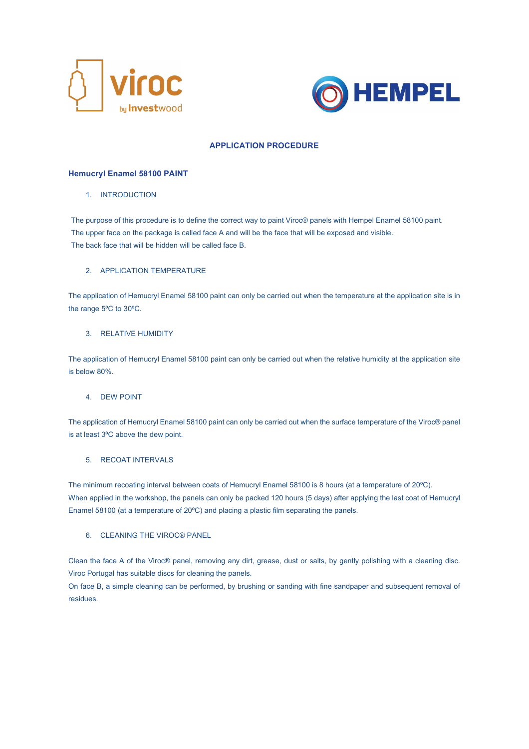# APPLICATION PROCEDURE

## Hemucryl Enamel 58100 PAINT

1. INTRODUCTION

The purpose of this procedure is to define the correct way to paint Viroc® panels with Hempel Enamel 58100 paint.
The upper face on the package is called face A and will be the face that will be exposed and visible.
The back face that will be hidden will be called face B.

2. APPLICATION TEMPERATURE

The application of Hemucryl Enamel 58100 paint can only be carried out when the temperature at the application site is in the range 5ºC to 30ºC.

3. RELATIVE HUMIDITY

The application of Hemucryl Enamel 58100 paint can only be carried out when the relative humidity at the application site is below 80%.

4. DEW POINT

The application of Hemucryl Enamel 58100 paint can only be carried out when the surface temperature of the Viroc® panel is at least 3ºC above the dew point.

5. RECOAT INTERVALS

The minimum recoating interval between coats of Hemucryl Enamel 58100 is 8 hours (at a temperature of 20ºC).
When applied in the workshop, the panels can only be packed 120 hours (5 days) after applying the last coat of Hemucryl Enamel 58100 (at a temperature of 20ºC) and placing a plastic film separating the panels.

6. CLEANING THE VIROC® PANEL

Clean the face A of the Viroc® panel, removing any dirt, grease, dust or salts, by gently polishing with a cleaning disc. Viroc Portugal has suitable discs for cleaning the panels.
On face B, a simple cleaning can be performed, by brushing or sanding with fine sandpaper and subsequent removal of residues.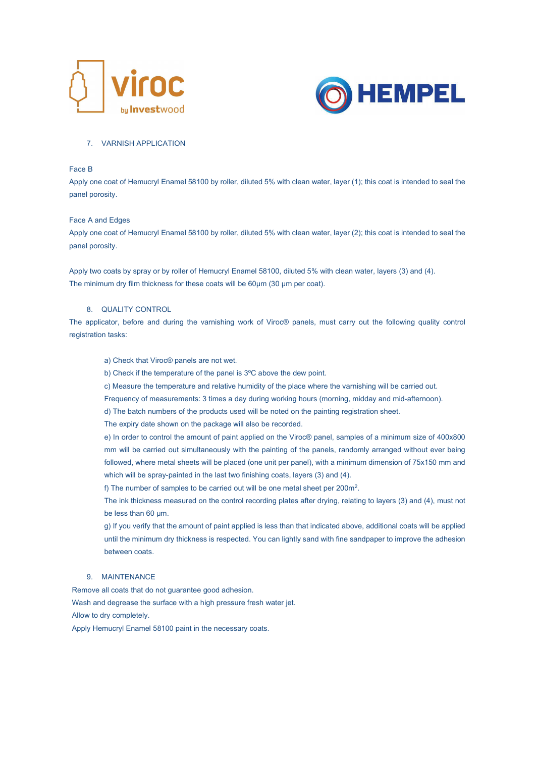## 7. VARNISH APPLICATION

Face B

Apply one coat of Hemucryl Enamel 58100 by roller, diluted 5% with clean water, layer (1); this coat is intended to seal the panel porosity.

Face A and Edges

Apply one coat of Hemucryl Enamel 58100 by roller, diluted 5% with clean water, layer (2); this coat is intended to seal the panel porosity.

Apply two coats by spray or by roller of Hemucryl Enamel 58100, diluted 5% with clean water, layers (3) and (4). The minimum dry film thickness for these coats will be 60µm (30 µm per coat).

## 8. QUALITY CONTROL

The applicator, before and during the varnishing work of Viroc® panels, must carry out the following quality control registration tasks:

a) Check that Viroc® panels are not wet.

b) Check if the temperature of the panel is 3ºC above the dew point.

c) Measure the temperature and relative humidity of the place where the varnishing will be carried out. Frequency of measurements: 3 times a day during working hours (morning, midday and mid-afternoon).

d) The batch numbers of the products used will be noted on the painting registration sheet. The expiry date shown on the package will also be recorded.

e) In order to control the amount of paint applied on the Viroc® panel, samples of a minimum size of 400x800 mm will be carried out simultaneously with the painting of the panels, randomly arranged without ever being followed, where metal sheets will be placed (one unit per panel), with a minimum dimension of 75x150 mm and which will be spray-painted in the last two finishing coats, layers (3) and (4).

f) The number of samples to be carried out will be one metal sheet per 200m$^2$. The ink thickness measured on the control recording plates after drying, relating to layers (3) and (4), must not be less than 60 µm.

g) If you verify that the amount of paint applied is less than that indicated above, additional coats will be applied until the minimum dry thickness is respected. You can lightly sand with fine sandpaper to improve the adhesion between coats.

## 9. MAINTENANCE

Remove all coats that do not guarantee good adhesion.

Wash and degrease the surface with a high pressure fresh water jet.

Allow to dry completely.

Apply Hemucryl Enamel 58100 paint in the necessary coats.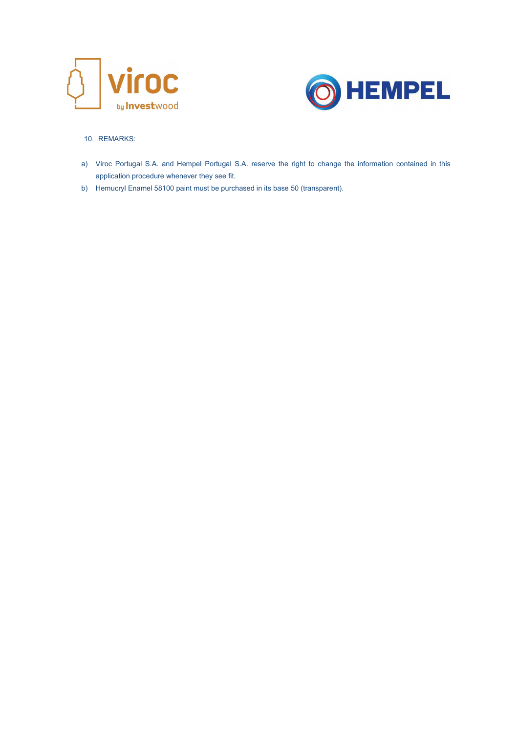## 10. REMARKS:

a) Viroc Portugal S.A. and Hempel Portugal S.A. reserve the right to change the information contained in this application procedure whenever they see fit.

b) Hemucryl Enamel 58100 paint must be purchased in its base 50 (transparent).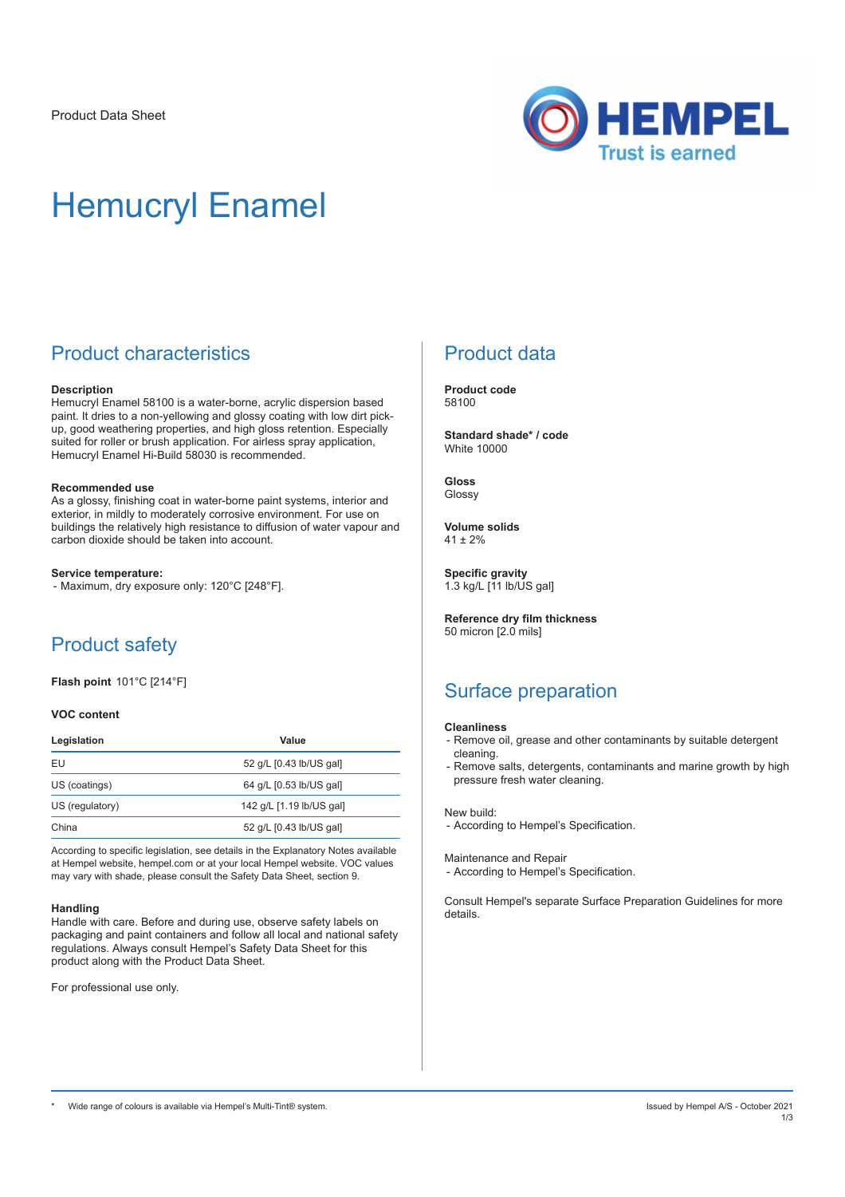Product Data Sheet

# Hemucryl Enamel

## Product characteristics

**Description**
Hemucryl Enamel 58100 is a water-borne, acrylic dispersion based paint. It dries to a non-yellowing and glossy coating with low dirt pick-up, good weathering properties, and high gloss retention. Especially suited for roller or brush application. For airless spray application, Hemucryl Enamel Hi-Build 58030 is recommended.

**Recommended use**
As a glossy, finishing coat in water-borne paint systems, interior and exterior, in mildly to moderately corrosive environment. For use on buildings the relatively high resistance to diffusion of water vapour and carbon dioxide should be taken into account.

**Service temperature:**
- Maximum, dry exposure only: 120°C [248°F].

## Product safety

**Flash point** 101°C [214°F]

**VOC content**

| Legislation | Value |
|---|---|
| EU | 52 g/L [0.43 lb/US gal] |
| US (coatings) | 64 g/L [0.53 lb/US gal] |
| US (regulatory) | 142 g/L [1.19 lb/US gal] |
| China | 52 g/L [0.43 lb/US gal] |

According to specific legislation, see details in the Explanatory Notes available at Hempel website, hempel.com or at your local Hempel website. VOC values may vary with shade, please consult the Safety Data Sheet, section 9.

**Handling**
Handle with care. Before and during use, observe safety labels on packaging and paint containers and follow all local and national safety regulations. Always consult Hempel's Safety Data Sheet for this product along with the Product Data Sheet.

For professional use only.

## Product data

**Product code**
58100

**Standard shade* / code**
White 10000

**Gloss**
Glossy

**Volume solids**
41 ± 2%

**Specific gravity**
1.3 kg/L [11 lb/US gal]

**Reference dry film thickness**
50 micron [2.0 mils]

## Surface preparation

**Cleanliness**
- Remove oil, grease and other contaminants by suitable detergent cleaning.
- Remove salts, detergents, contaminants and marine growth by high pressure fresh water cleaning.

New build:
- According to Hempel's Specification.

Maintenance and Repair
- According to Hempel's Specification.

Consult Hempel's separate Surface Preparation Guidelines for more details.

* Wide range of colours is available via Hempel's Multi-Tint® system.

Issued by Hempel A/S - October 2021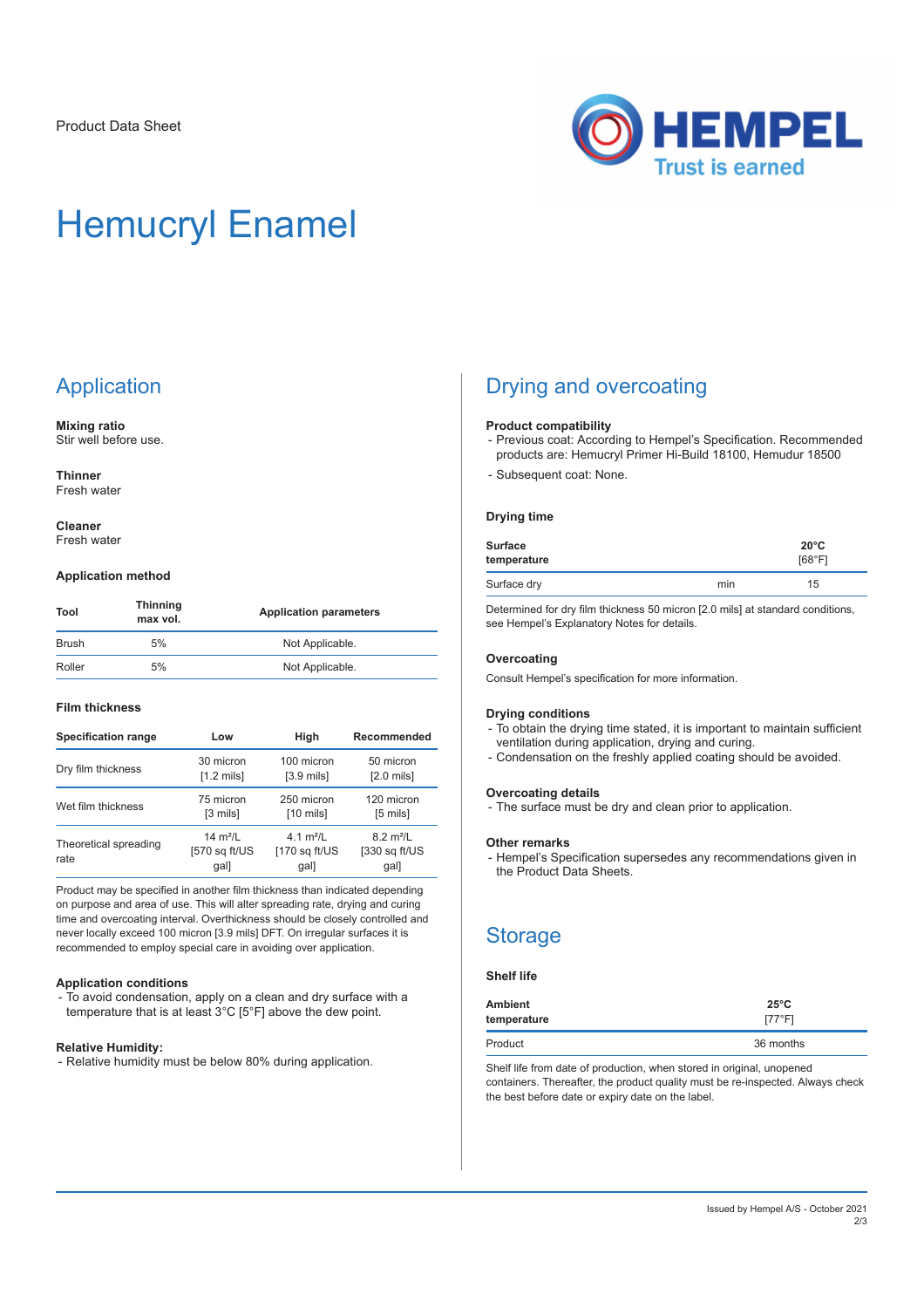Product Data Sheet

# Hemucryl Enamel

## Application

**Mixing ratio**
Stir well before use.

**Thinner**
Fresh water

**Cleaner**
Fresh water

### Application method

| Tool | Thinning max vol. | Application parameters |
|---|---|---|
| Brush | 5% | Not Applicable. |
| Roller | 5% | Not Applicable. |

### Film thickness

| Specification range | Low | High | Recommended |
|---|---|---|---|
| Dry film thickness | 30 micron [1.2 mils] | 100 micron [3.9 mils] | 50 micron [2.0 mils] |
| Wet film thickness | 75 micron [3 mils] | 250 micron [10 mils] | 120 micron [5 mils] |
| Theoretical spreading rate | 14 m²/L [570 sq ft/US gal] | 4.1 m²/L [170 sq ft/US gal] | 8.2 m²/L [330 sq ft/US gal] |

Product may be specified in another film thickness than indicated depending on purpose and area of use. This will alter spreading rate, drying and curing time and overcoating interval. Overthickness should be closely controlled and never locally exceed 100 micron [3.9 mils] DFT. On irregular surfaces it is recommended to employ special care in avoiding over application.

**Application conditions**
- To avoid condensation, apply on a clean and dry surface with a temperature that is at least 3°C [5°F] above the dew point.

**Relative Humidity:**
- Relative humidity must be below 80% during application.

## Drying and overcoating

**Product compatibility**
- Previous coat: According to Hempel's Specification. Recommended products are: Hemucryl Primer Hi-Build 18100, Hemudur 18500
- Subsequent coat: None.

### Drying time

| Surface temperature | | 20°C [68°F] |
|---|---|---|
| Surface dry | min | 15 |

Determined for dry film thickness 50 micron [2.0 mils] at standard conditions, see Hempel's Explanatory Notes for details.

### Overcoating

Consult Hempel's specification for more information.

**Drying conditions**
- To obtain the drying time stated, it is important to maintain sufficient ventilation during application, drying and curing.
- Condensation on the freshly applied coating should be avoided.

**Overcoating details**
- The surface must be dry and clean prior to application.

**Other remarks**
- Hempel's Specification supersedes any recommendations given in the Product Data Sheets.

## Storage

### Shelf life

| Ambient temperature | 25°C [77°F] |
|---|---|
| Product | 36 months |

Shelf life from date of production, when stored in original, unopened containers. Thereafter, the product quality must be re-inspected. Always check the best before date or expiry date on the label.

Issued by Hempel A/S - October 2021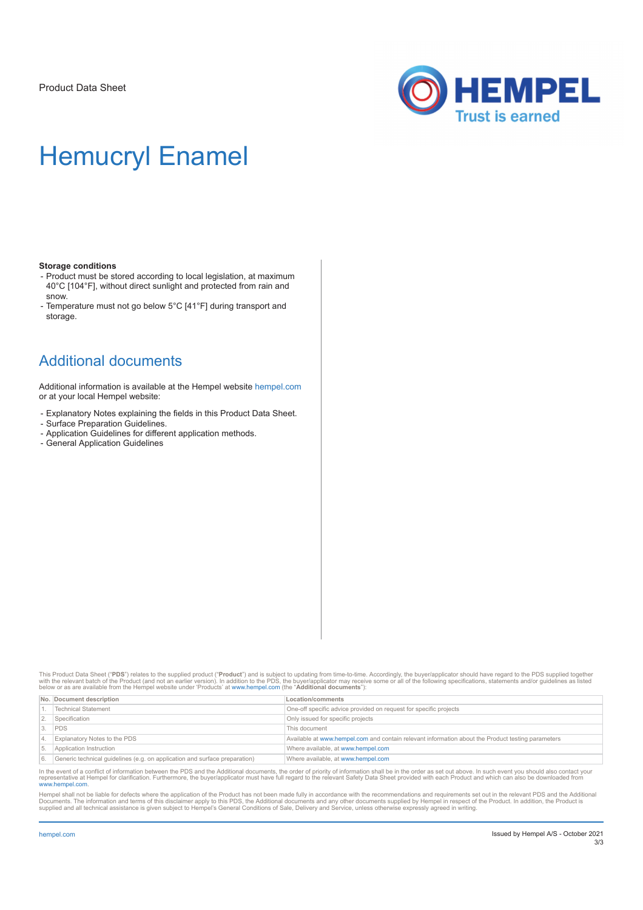Product Data Sheet

# Hemucryl Enamel

**Storage conditions**

- Product must be stored according to local legislation, at maximum 40°C [104°F], without direct sunlight and protected from rain and snow.
- Temperature must not go below 5°C [41°F] during transport and storage.

## Additional documents

Additional information is available at the Hempel website hempel.com or at your local Hempel website:

- Explanatory Notes explaining the fields in this Product Data Sheet.
- Surface Preparation Guidelines.
- Application Guidelines for different application methods.
- General Application Guidelines

This Product Data Sheet ("**PDS**") relates to the supplied product ("**Product**") and is subject to updating from time-to-time. Accordingly, the buyer/applicator should have regard to the PDS supplied together with the relevant batch of the Product (and not an earlier version). In addition to the PDS, the buyer/applicator may receive some or all of the following specifications, statements and/or guidelines as listed below or as are available from the Hempel website under 'Products' at www.hempel.com (the "**Additional documents**"):

| No. | Document description | Location/comments |
|---|---|---|
| 1. | Technical Statement | One-off specific advice provided on request for specific projects |
| 2. | Specification | Only issued for specific projects |
| 3. | PDS | This document |
| 4. | Explanatory Notes to the PDS | Available at www.hempel.com and contain relevant information about the Product testing parameters |
| 5. | Application Instruction | Where available, at www.hempel.com |
| 6. | Generic technical guidelines (e.g. on application and surface preparation) | Where available, at www.hempel.com |

In the event of a conflict of information between the PDS and the Additional documents, the order of priority of information shall be in the order as set out above. In such event you should also contact your representative at Hempel for clarification. Furthermore, the buyer/applicator must have full regard to the relevant Safety Data Sheet provided with each Product and which can also be downloaded from www.hempel.com.

Hempel shall not be liable for defects where the application of the Product has not been made fully in accordance with the recommendations and requirements set out in the relevant PDS and the Additional Documents. The information and terms of this disclaimer apply to this PDS, the Additional documents and any other documents supplied by Hempel in respect of the Product. In addition, the Product is supplied and all technical assistance is given subject to Hempel's General Conditions of Sale, Delivery and Service, unless otherwise expressly agreed in writing.

Issued by Hempel A/S - October 2021